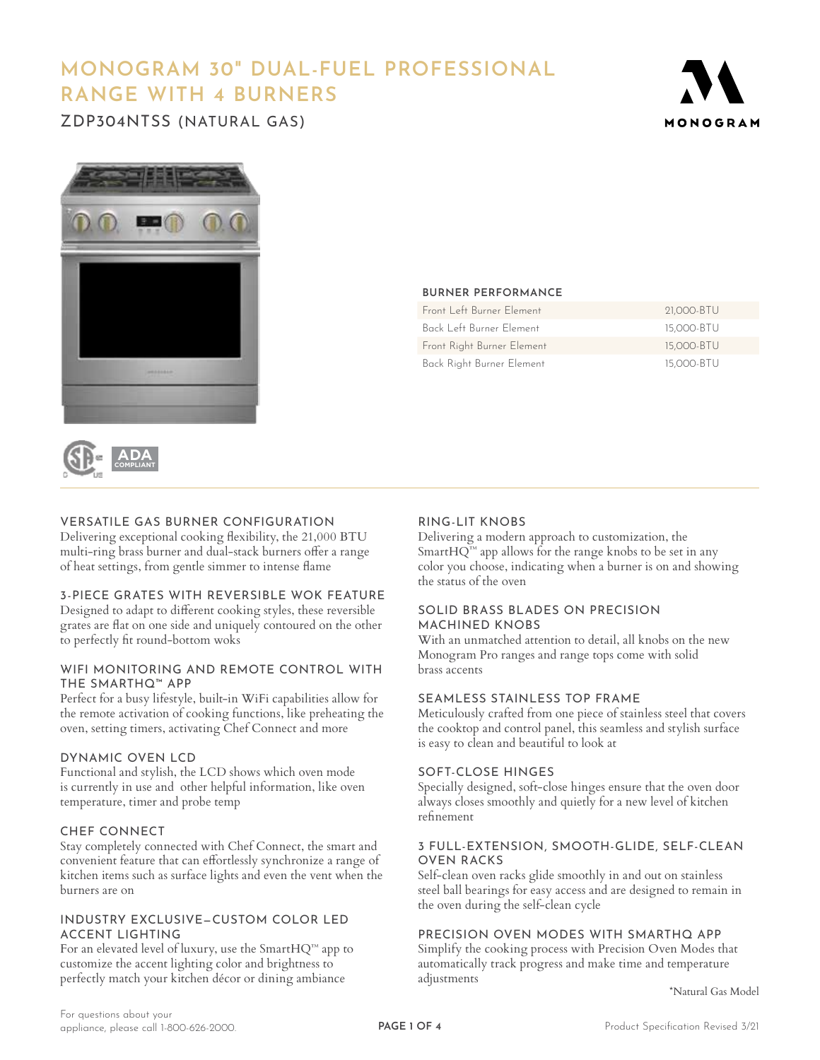# MONOGRAM 30" DUAL-FUEL PROFESSIONAL RANGE WITH 4 BURNERS

## ZDP304NTSS (NATURAL GAS)

ADA COMPLIANT

### BURNER PERFORMANCE

| | |
|---|---|
| Front Left Burner Element | 21,000-BTU |
| Back Left Burner Element | 15,000-BTU |
| Front Right Burner Element | 15,000-BTU |
| Back Right Burner Element | 15,000-BTU |

### VERSATILE GAS BURNER CONFIGURATION

Delivering exceptional cooking flexibility, the 21,000 BTU multi-ring brass burner and dual-stack burners offer a range of heat settings, from gentle simmer to intense flame

### 3-PIECE GRATES WITH REVERSIBLE WOK FEATURE

Designed to adapt to different cooking styles, these reversible grates are flat on one side and uniquely contoured on the other to perfectly fit round-bottom woks

### WIFI MONITORING AND REMOTE CONTROL WITH THE SMARTHQ™ APP

Perfect for a busy lifestyle, built-in WiFi capabilities allow for the remote activation of cooking functions, like preheating the oven, setting timers, activating Chef Connect and more

### DYNAMIC OVEN LCD

Functional and stylish, the LCD shows which oven mode is currently in use and other helpful information, like oven temperature, timer and probe temp

### CHEF CONNECT

Stay completely connected with Chef Connect, the smart and convenient feature that can effortlessly synchronize a range of kitchen items such as surface lights and even the vent when the burners are on

### INDUSTRY EXCLUSIVE–CUSTOM COLOR LED ACCENT LIGHTING

For an elevated level of luxury, use the SmartHQ™ app to customize the accent lighting color and brightness to perfectly match your kitchen décor or dining ambiance

### RING-LIT KNOBS

Delivering a modern approach to customization, the SmartHQ™ app allows for the range knobs to be set in any color you choose, indicating when a burner is on and showing the status of the oven

### SOLID BRASS BLADES ON PRECISION MACHINED KNOBS

With an unmatched attention to detail, all knobs on the new Monogram Pro ranges and range tops come with solid brass accents

### SEAMLESS STAINLESS TOP FRAME

Meticulously crafted from one piece of stainless steel that covers the cooktop and control panel, this seamless and stylish surface is easy to clean and beautiful to look at

### SOFT-CLOSE HINGES

Specially designed, soft-close hinges ensure that the oven door always closes smoothly and quietly for a new level of kitchen refinement

### 3 FULL-EXTENSION, SMOOTH-GLIDE, SELF-CLEAN OVEN RACKS

Self-clean oven racks glide smoothly in and out on stainless steel ball bearings for easy access and are designed to remain in the oven during the self-clean cycle

### PRECISION OVEN MODES WITH SMARTHQ APP

Simplify the cooking process with Precision Oven Modes that automatically track progress and make time and temperature adjustments

*Natural Gas Model

For questions about your appliance, please call 1-800-626-2000.

Product Specification Revised 3/21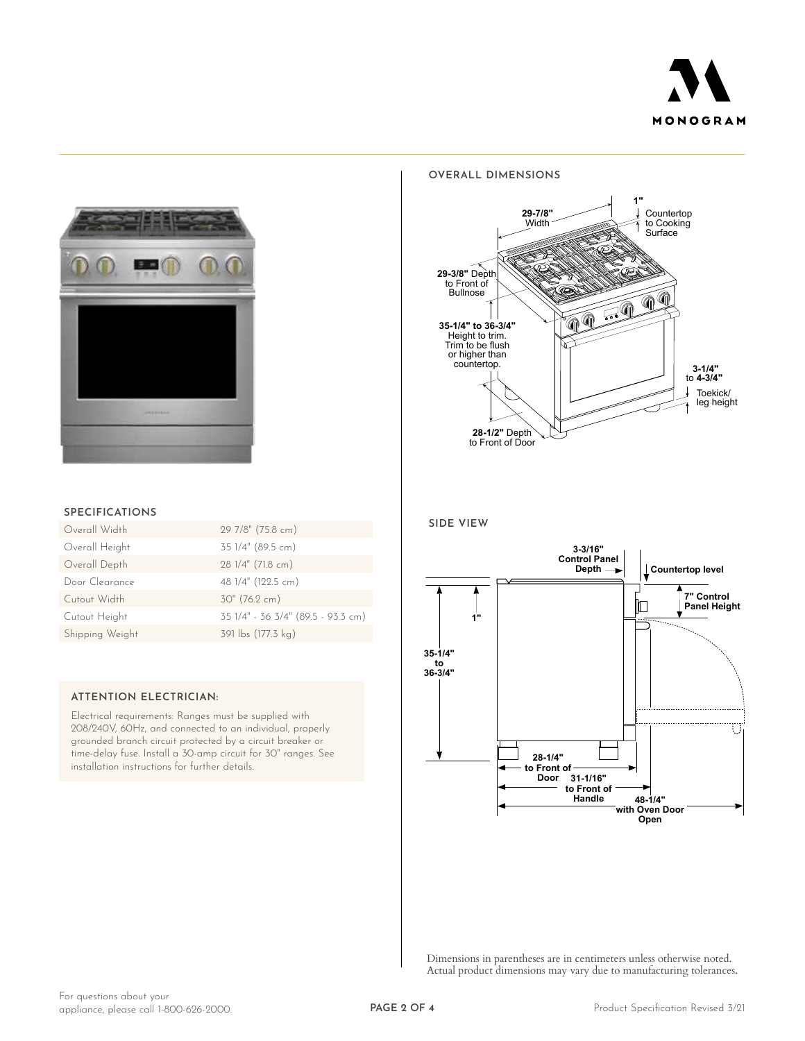## SPECIFICATIONS

| | |
|---|---|
| Overall Width | 29 7/8" (75.8 cm) |
| Overall Height | 35 1/4" (89.5 cm) |
| Overall Depth | 28 1/4" (71.8 cm) |
| Door Clearance | 48 1/4" (122.5 cm) |
| Cutout Width | 30" (76.2 cm) |
| Cutout Height | 35 1/4" - 36 3/4" (89.5 - 93.3 cm) |
| Shipping Weight | 391 lbs (177.3 kg) |

### ATTENTION ELECTRICIAN:

Electrical requirements: Ranges must be supplied with 208/240V, 60Hz, and connected to an individual, properly grounded branch circuit protected by a circuit breaker or time-delay fuse. Install a 30-amp circuit for 30" ranges. See installation instructions for further details.

## OVERALL DIMENSIONS

29-7/8" Width

1" Countertop to Cooking Surface

29-3/8" Depth to Front of Bullnose

35-1/4" to 36-3/4" Height to trim. Trim to be flush or higher than countertop.

3-1/4" to 4-3/4" Toekick/ leg height

28-1/2" Depth to Front of Door

## SIDE VIEW

3-3/16" Control Panel Depth

Countertop level

7" Control Panel Height

1"

35-1/4" to 36-3/4"

28-1/4" to Front of Door

31-1/16" to Front of Handle

48-1/4" with Oven Door Open

Dimensions in parentheses are in centimeters unless otherwise noted.
Actual product dimensions may vary due to manufacturing tolerances.

For questions about your appliance, please call 1-800-626-2000.

Product Specification Revised 3/21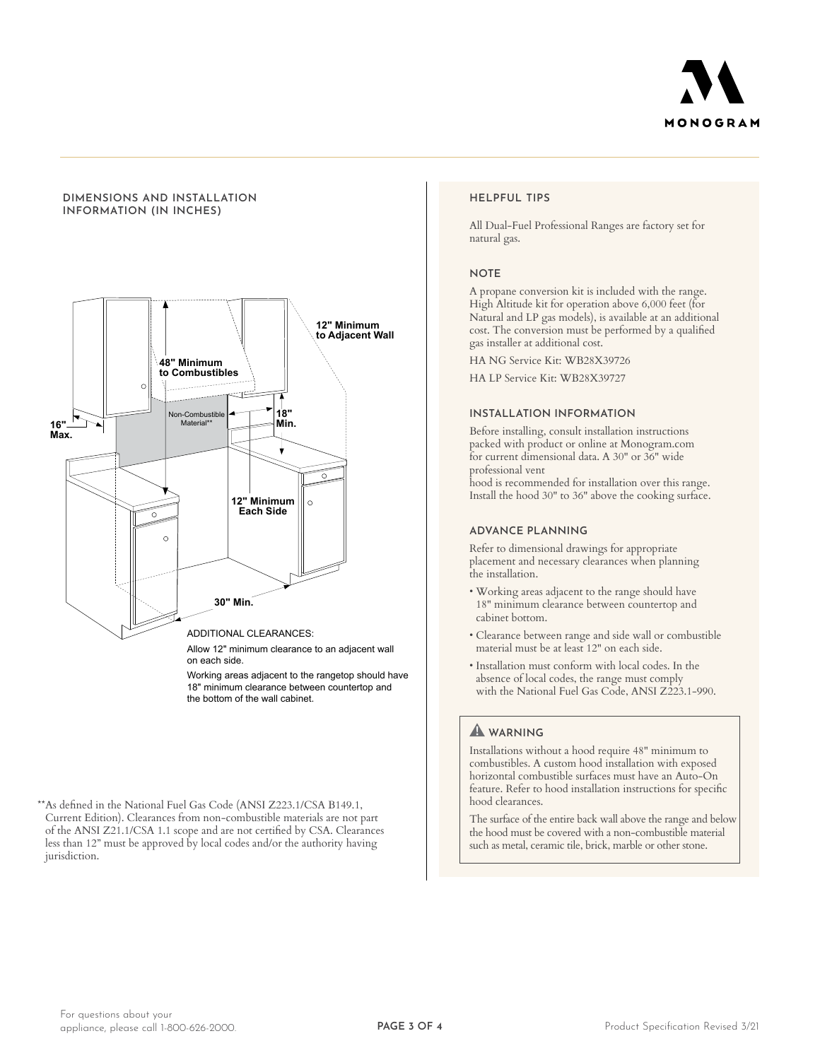## DIMENSIONS AND INSTALLATION INFORMATION (IN INCHES)

48" Minimum to Combustibles

12" Minimum to Adjacent Wall

Non-Combustible Material**

18" Min.

16" Max.

12" Minimum Each Side

30" Min.

ADDITIONAL CLEARANCES:

Allow 12" minimum clearance to an adjacent wall on each side.

Working areas adjacent to the rangetop should have 18" minimum clearance between countertop and the bottom of the wall cabinet.

**As defined in the National Fuel Gas Code (ANSI Z223.1/CSA B149.1, Current Edition). Clearances from non-combustible materials are not part of the ANSI Z21.1/CSA 1.1 scope and are not certified by CSA. Clearances less than 12" must be approved by local codes and/or the authority having jurisdiction.

## HELPFUL TIPS

All Dual-Fuel Professional Ranges are factory set for natural gas.

### NOTE

A propane conversion kit is included with the range. High Altitude kit for operation above 6,000 feet (for Natural and LP gas models), is available at an additional cost. The conversion must be performed by a qualified gas installer at additional cost.

HA NG Service Kit: WB28X39726

HA LP Service Kit: WB28X39727

### INSTALLATION INFORMATION

Before installing, consult installation instructions packed with product or online at Monogram.com for current dimensional data. A 30" or 36" wide professional vent hood is recommended for installation over this range. Install the hood 30" to 36" above the cooking surface.

### ADVANCE PLANNING

Refer to dimensional drawings for appropriate placement and necessary clearances when planning the installation.

- Working areas adjacent to the range should have 18" minimum clearance between countertop and cabinet bottom.
- Clearance between range and side wall or combustible material must be at least 12" on each side.
- Installation must conform with local codes. In the absence of local codes, the range must comply with the National Fuel Gas Code, ANSI Z223.1-990.

### ⚠ WARNING

Installations without a hood require 48" minimum to combustibles. A custom hood installation with exposed horizontal combustible surfaces must have an Auto-On feature. Refer to hood installation instructions for specific hood clearances.

The surface of the entire back wall above the range and below the hood must be covered with a non-combustible material such as metal, ceramic tile, brick, marble or other stone.

For questions about your appliance, please call 1-800-626-2000.

Product Specification Revised 3/21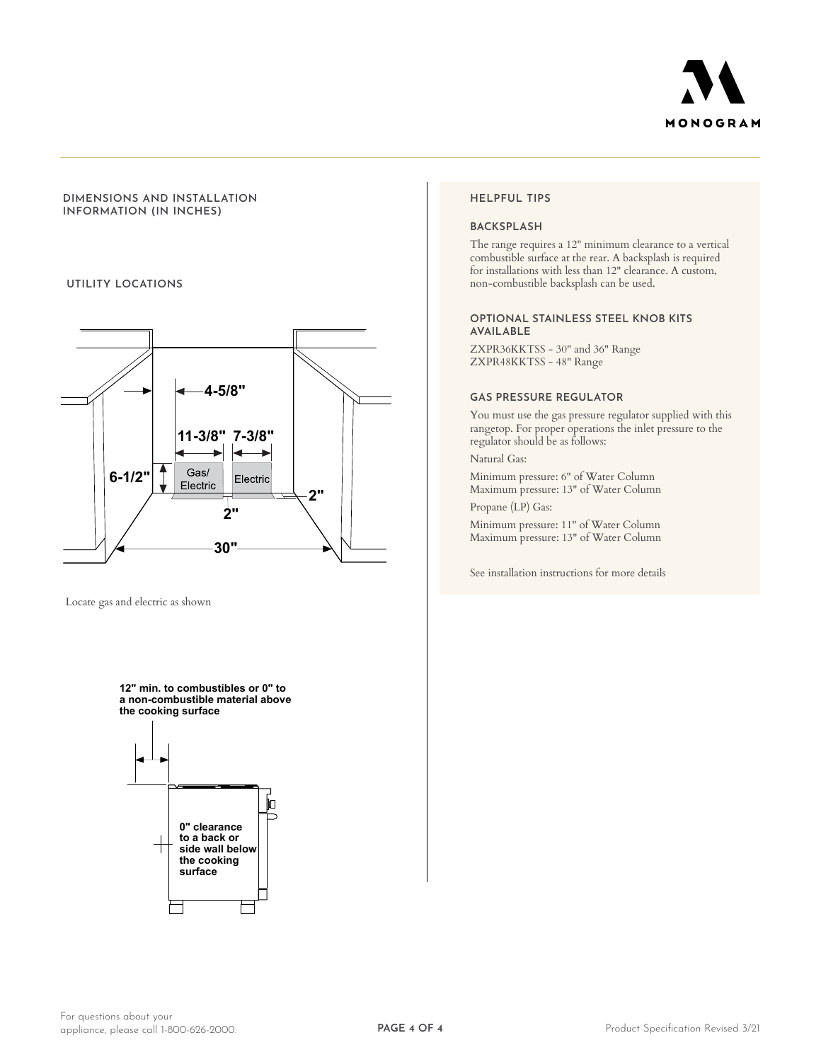## DIMENSIONS AND INSTALLATION INFORMATION (IN INCHES)

### UTILITY LOCATIONS

4-5/8"

11-3/8"  7-3/8"

6-1/2"

Gas/ Electric

Electric

2"

2"

30"

Locate gas and electric as shown

12" min. to combustibles or 0" to a non-combustible material above the cooking surface

0" clearance to a back or side wall below the cooking surface

## HELPFUL TIPS

### BACKSPLASH

The range requires a 12" minimum clearance to a vertical combustible surface at the rear. A backsplash is required for installations with less than 12" clearance. A custom, non-combustible backsplash can be used.

### OPTIONAL STAINLESS STEEL KNOB KITS AVAILABLE

ZXPR36KKTSS - 30" and 36" Range
ZXPR48KKTSS - 48" Range

### GAS PRESSURE REGULATOR

You must use the gas pressure regulator supplied with this rangetop. For proper operations the inlet pressure to the regulator should be as follows:

Natural Gas:

Minimum pressure: 6" of Water Column
Maximum pressure: 13" of Water Column

Propane (LP) Gas:

Minimum pressure: 11" of Water Column
Maximum pressure: 13" of Water Column

See installation instructions for more details

For questions about your appliance, please call 1-800-626-2000.

Product Specification Revised 3/21